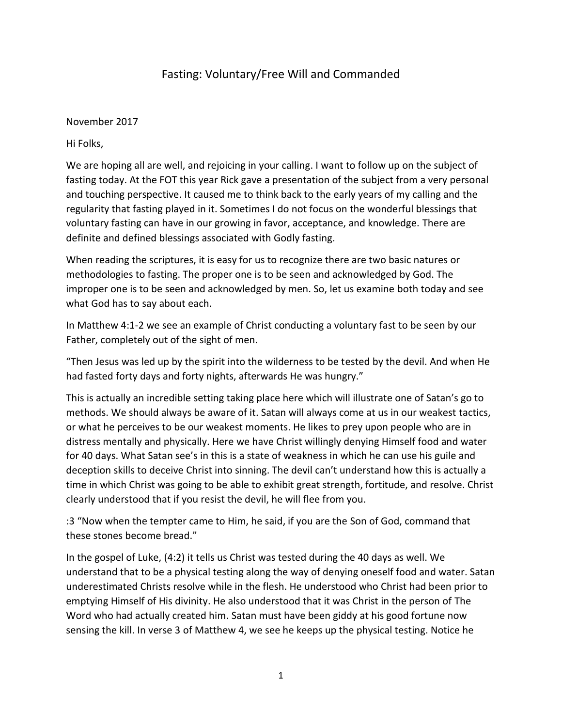# Fasting: Voluntary/Free Will and Commanded

November 2017

Hi Folks,

We are hoping all are well, and rejoicing in your calling. I want to follow up on the subject of fasting today. At the FOT this year Rick gave a presentation of the subject from a very personal and touching perspective. It caused me to think back to the early years of my calling and the regularity that fasting played in it. Sometimes I do not focus on the wonderful blessings that voluntary fasting can have in our growing in favor, acceptance, and knowledge. There are definite and defined blessings associated with Godly fasting.

When reading the scriptures, it is easy for us to recognize there are two basic natures or methodologies to fasting. The proper one is to be seen and acknowledged by God. The improper one is to be seen and acknowledged by men. So, let us examine both today and see what God has to say about each.

In Matthew 4:1-2 we see an example of Christ conducting a voluntary fast to be seen by our Father, completely out of the sight of men.

"Then Jesus was led up by the spirit into the wilderness to be tested by the devil. And when He had fasted forty days and forty nights, afterwards He was hungry."

This is actually an incredible setting taking place here which will illustrate one of Satan's go to methods. We should always be aware of it. Satan will always come at us in our weakest tactics, or what he perceives to be our weakest moments. He likes to prey upon people who are in distress mentally and physically. Here we have Christ willingly denying Himself food and water for 40 days. What Satan see's in this is a state of weakness in which he can use his guile and deception skills to deceive Christ into sinning. The devil can't understand how this is actually a time in which Christ was going to be able to exhibit great strength, fortitude, and resolve. Christ clearly understood that if you resist the devil, he will flee from you.

:3 "Now when the tempter came to Him, he said, if you are the Son of God, command that these stones become bread."

In the gospel of Luke, (4:2) it tells us Christ was tested during the 40 days as well. We understand that to be a physical testing along the way of denying oneself food and water. Satan underestimated Christs resolve while in the flesh. He understood who Christ had been prior to emptying Himself of His divinity. He also understood that it was Christ in the person of The Word who had actually created him. Satan must have been giddy at his good fortune now sensing the kill. In verse 3 of Matthew 4, we see he keeps up the physical testing. Notice he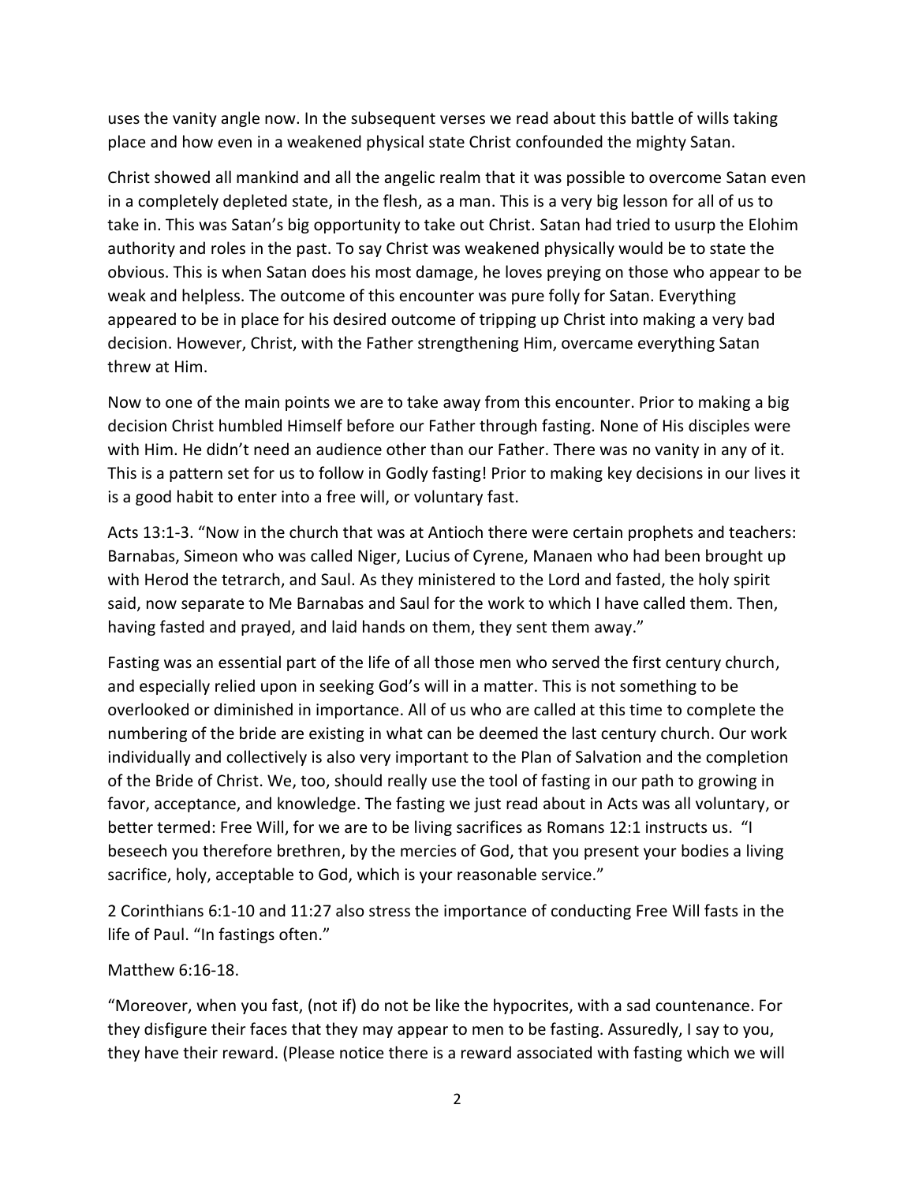uses the vanity angle now. In the subsequent verses we read about this battle of wills taking place and how even in a weakened physical state Christ confounded the mighty Satan.

Christ showed all mankind and all the angelic realm that it was possible to overcome Satan even in a completely depleted state, in the flesh, as a man. This is a very big lesson for all of us to take in. This was Satan's big opportunity to take out Christ. Satan had tried to usurp the Elohim authority and roles in the past. To say Christ was weakened physically would be to state the obvious. This is when Satan does his most damage, he loves preying on those who appear to be weak and helpless. The outcome of this encounter was pure folly for Satan. Everything appeared to be in place for his desired outcome of tripping up Christ into making a very bad decision. However, Christ, with the Father strengthening Him, overcame everything Satan threw at Him.

Now to one of the main points we are to take away from this encounter. Prior to making a big decision Christ humbled Himself before our Father through fasting. None of His disciples were with Him. He didn't need an audience other than our Father. There was no vanity in any of it. This is a pattern set for us to follow in Godly fasting! Prior to making key decisions in our lives it is a good habit to enter into a free will, or voluntary fast.

Acts 13:1-3. "Now in the church that was at Antioch there were certain prophets and teachers: Barnabas, Simeon who was called Niger, Lucius of Cyrene, Manaen who had been brought up with Herod the tetrarch, and Saul. As they ministered to the Lord and fasted, the holy spirit said, now separate to Me Barnabas and Saul for the work to which I have called them. Then, having fasted and prayed, and laid hands on them, they sent them away."

Fasting was an essential part of the life of all those men who served the first century church, and especially relied upon in seeking God's will in a matter. This is not something to be overlooked or diminished in importance. All of us who are called at this time to complete the numbering of the bride are existing in what can be deemed the last century church. Our work individually and collectively is also very important to the Plan of Salvation and the completion of the Bride of Christ. We, too, should really use the tool of fasting in our path to growing in favor, acceptance, and knowledge. The fasting we just read about in Acts was all voluntary, or better termed: Free Will, for we are to be living sacrifices as Romans 12:1 instructs us. "I beseech you therefore brethren, by the mercies of God, that you present your bodies a living sacrifice, holy, acceptable to God, which is your reasonable service."

2 Corinthians 6:1-10 and 11:27 also stress the importance of conducting Free Will fasts in the life of Paul. "In fastings often."

Matthew 6:16-18.

"Moreover, when you fast, (not if) do not be like the hypocrites, with a sad countenance. For they disfigure their faces that they may appear to men to be fasting. Assuredly, I say to you, they have their reward. (Please notice there is a reward associated with fasting which we will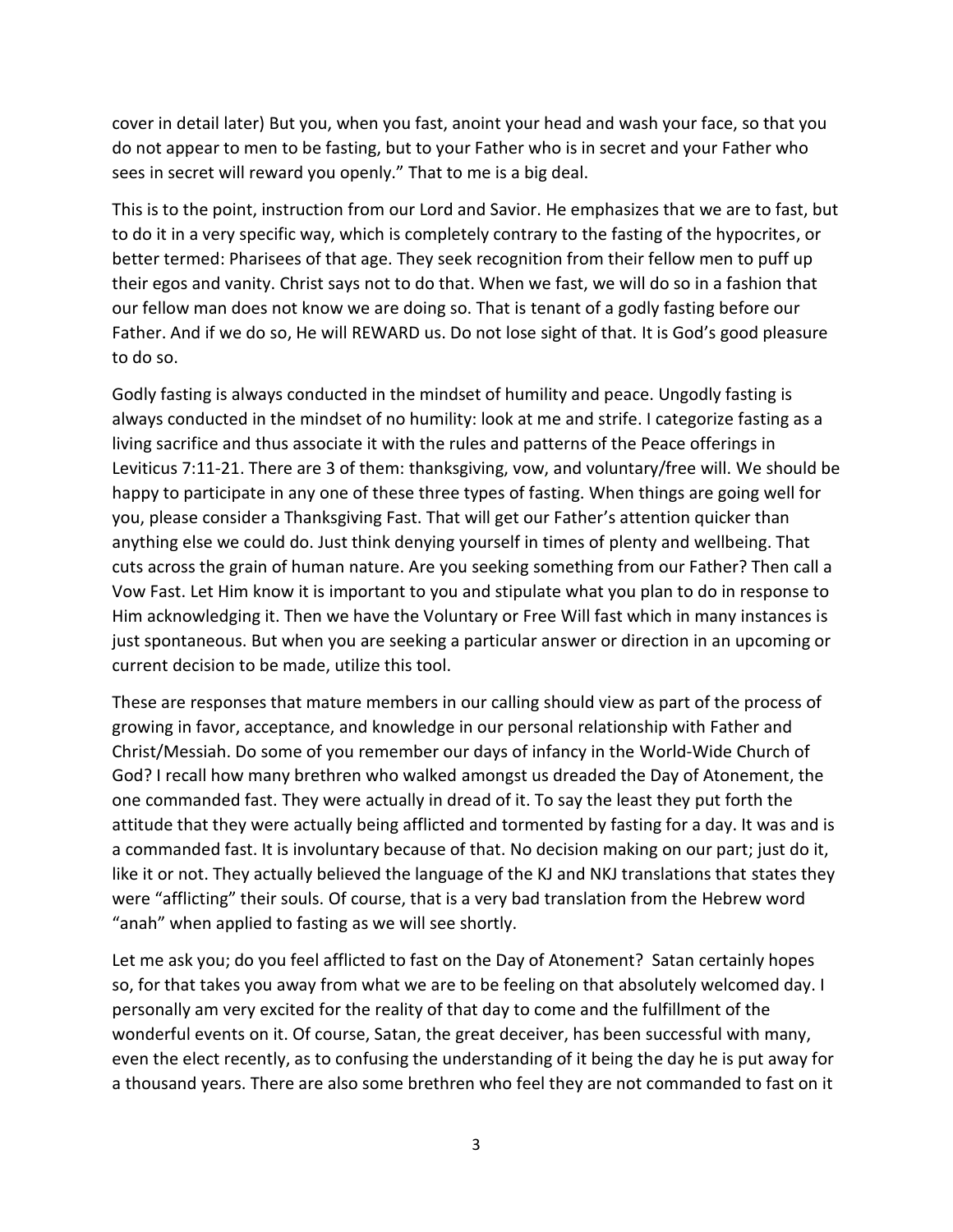cover in detail later) But you, when you fast, anoint your head and wash your face, so that you do not appear to men to be fasting, but to your Father who is in secret and your Father who sees in secret will reward you openly." That to me is a big deal.

This is to the point, instruction from our Lord and Savior. He emphasizes that we are to fast, but to do it in a very specific way, which is completely contrary to the fasting of the hypocrites, or better termed: Pharisees of that age. They seek recognition from their fellow men to puff up their egos and vanity. Christ says not to do that. When we fast, we will do so in a fashion that our fellow man does not know we are doing so. That is tenant of a godly fasting before our Father. And if we do so, He will REWARD us. Do not lose sight of that. It is God's good pleasure to do so.

Godly fasting is always conducted in the mindset of humility and peace. Ungodly fasting is always conducted in the mindset of no humility: look at me and strife. I categorize fasting as a living sacrifice and thus associate it with the rules and patterns of the Peace offerings in Leviticus 7:11-21. There are 3 of them: thanksgiving, vow, and voluntary/free will. We should be happy to participate in any one of these three types of fasting. When things are going well for you, please consider a Thanksgiving Fast. That will get our Father's attention quicker than anything else we could do. Just think denying yourself in times of plenty and wellbeing. That cuts across the grain of human nature. Are you seeking something from our Father? Then call a Vow Fast. Let Him know it is important to you and stipulate what you plan to do in response to Him acknowledging it. Then we have the Voluntary or Free Will fast which in many instances is just spontaneous. But when you are seeking a particular answer or direction in an upcoming or current decision to be made, utilize this tool.

These are responses that mature members in our calling should view as part of the process of growing in favor, acceptance, and knowledge in our personal relationship with Father and Christ/Messiah. Do some of you remember our days of infancy in the World-Wide Church of God? I recall how many brethren who walked amongst us dreaded the Day of Atonement, the one commanded fast. They were actually in dread of it. To say the least they put forth the attitude that they were actually being afflicted and tormented by fasting for a day. It was and is a commanded fast. It is involuntary because of that. No decision making on our part; just do it, like it or not. They actually believed the language of the KJ and NKJ translations that states they were "afflicting" their souls. Of course, that is a very bad translation from the Hebrew word "anah" when applied to fasting as we will see shortly.

Let me ask you; do you feel afflicted to fast on the Day of Atonement? Satan certainly hopes so, for that takes you away from what we are to be feeling on that absolutely welcomed day. I personally am very excited for the reality of that day to come and the fulfillment of the wonderful events on it. Of course, Satan, the great deceiver, has been successful with many, even the elect recently, as to confusing the understanding of it being the day he is put away for a thousand years. There are also some brethren who feel they are not commanded to fast on it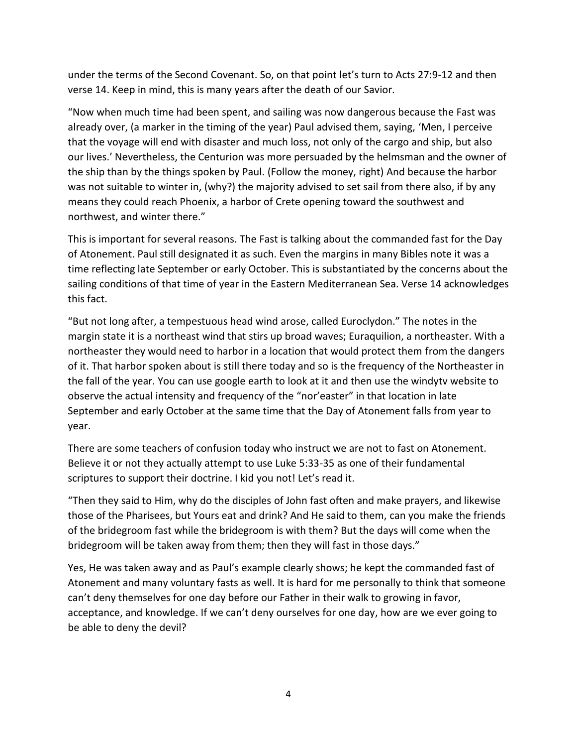under the terms of the Second Covenant. So, on that point let's turn to Acts 27:9-12 and then verse 14. Keep in mind, this is many years after the death of our Savior.

"Now when much time had been spent, and sailing was now dangerous because the Fast was already over, (a marker in the timing of the year) Paul advised them, saying, 'Men, I perceive that the voyage will end with disaster and much loss, not only of the cargo and ship, but also our lives.' Nevertheless, the Centurion was more persuaded by the helmsman and the owner of the ship than by the things spoken by Paul. (Follow the money, right) And because the harbor was not suitable to winter in, (why?) the majority advised to set sail from there also, if by any means they could reach Phoenix, a harbor of Crete opening toward the southwest and northwest, and winter there."

This is important for several reasons. The Fast is talking about the commanded fast for the Day of Atonement. Paul still designated it as such. Even the margins in many Bibles note it was a time reflecting late September or early October. This is substantiated by the concerns about the sailing conditions of that time of year in the Eastern Mediterranean Sea. Verse 14 acknowledges this fact.

"But not long after, a tempestuous head wind arose, called Euroclydon." The notes in the margin state it is a northeast wind that stirs up broad waves; Euraquilion, a northeaster. With a northeaster they would need to harbor in a location that would protect them from the dangers of it. That harbor spoken about is still there today and so is the frequency of the Northeaster in the fall of the year. You can use google earth to look at it and then use the windytv website to observe the actual intensity and frequency of the "nor'easter" in that location in late September and early October at the same time that the Day of Atonement falls from year to year.

There are some teachers of confusion today who instruct we are not to fast on Atonement. Believe it or not they actually attempt to use Luke 5:33-35 as one of their fundamental scriptures to support their doctrine. I kid you not! Let's read it.

"Then they said to Him, why do the disciples of John fast often and make prayers, and likewise those of the Pharisees, but Yours eat and drink? And He said to them, can you make the friends of the bridegroom fast while the bridegroom is with them? But the days will come when the bridegroom will be taken away from them; then they will fast in those days."

Yes, He was taken away and as Paul's example clearly shows; he kept the commanded fast of Atonement and many voluntary fasts as well. It is hard for me personally to think that someone can't deny themselves for one day before our Father in their walk to growing in favor, acceptance, and knowledge. If we can't deny ourselves for one day, how are we ever going to be able to deny the devil?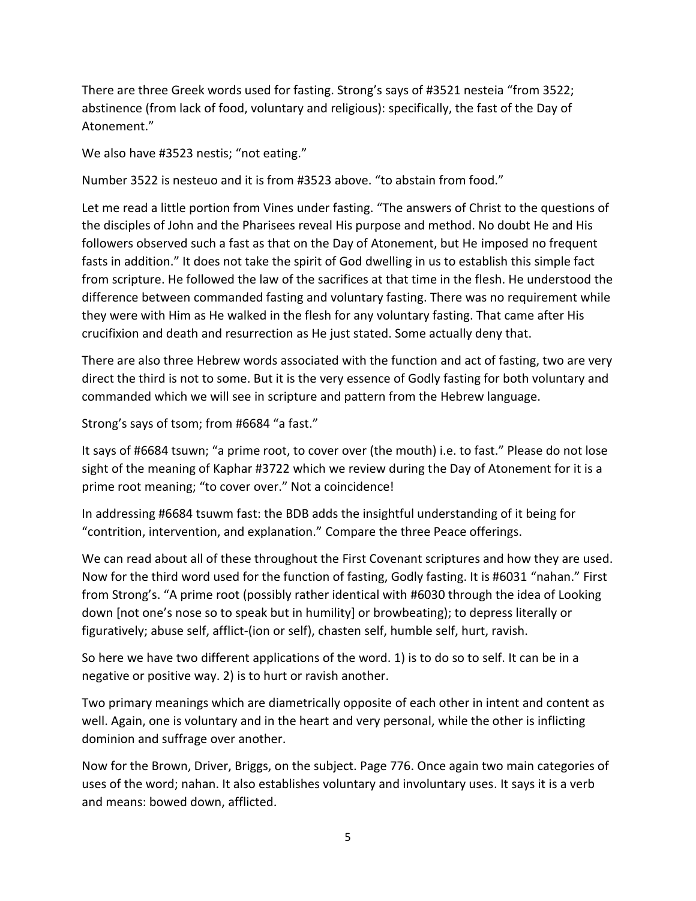There are three Greek words used for fasting. Strong's says of #3521 nesteia "from 3522; abstinence (from lack of food, voluntary and religious): specifically, the fast of the Day of Atonement."

We also have #3523 nestis; "not eating."

Number 3522 is nesteuo and it is from #3523 above. "to abstain from food."

Let me read a little portion from Vines under fasting. "The answers of Christ to the questions of the disciples of John and the Pharisees reveal His purpose and method. No doubt He and His followers observed such a fast as that on the Day of Atonement, but He imposed no frequent fasts in addition." It does not take the spirit of God dwelling in us to establish this simple fact from scripture. He followed the law of the sacrifices at that time in the flesh. He understood the difference between commanded fasting and voluntary fasting. There was no requirement while they were with Him as He walked in the flesh for any voluntary fasting. That came after His crucifixion and death and resurrection as He just stated. Some actually deny that.

There are also three Hebrew words associated with the function and act of fasting, two are very direct the third is not to some. But it is the very essence of Godly fasting for both voluntary and commanded which we will see in scripture and pattern from the Hebrew language.

Strong's says of tsom; from #6684 "a fast."

It says of #6684 tsuwn; "a prime root, to cover over (the mouth) i.e. to fast." Please do not lose sight of the meaning of Kaphar #3722 which we review during the Day of Atonement for it is a prime root meaning; "to cover over." Not a coincidence!

In addressing #6684 tsuwm fast: the BDB adds the insightful understanding of it being for "contrition, intervention, and explanation." Compare the three Peace offerings.

We can read about all of these throughout the First Covenant scriptures and how they are used. Now for the third word used for the function of fasting, Godly fasting. It is #6031 "nahan." First from Strong's. "A prime root (possibly rather identical with #6030 through the idea of Looking down [not one's nose so to speak but in humility] or browbeating); to depress literally or figuratively; abuse self, afflict-(ion or self), chasten self, humble self, hurt, ravish.

So here we have two different applications of the word. 1) is to do so to self. It can be in a negative or positive way. 2) is to hurt or ravish another.

Two primary meanings which are diametrically opposite of each other in intent and content as well. Again, one is voluntary and in the heart and very personal, while the other is inflicting dominion and suffrage over another.

Now for the Brown, Driver, Briggs, on the subject. Page 776. Once again two main categories of uses of the word; nahan. It also establishes voluntary and involuntary uses. It says it is a verb and means: bowed down, afflicted.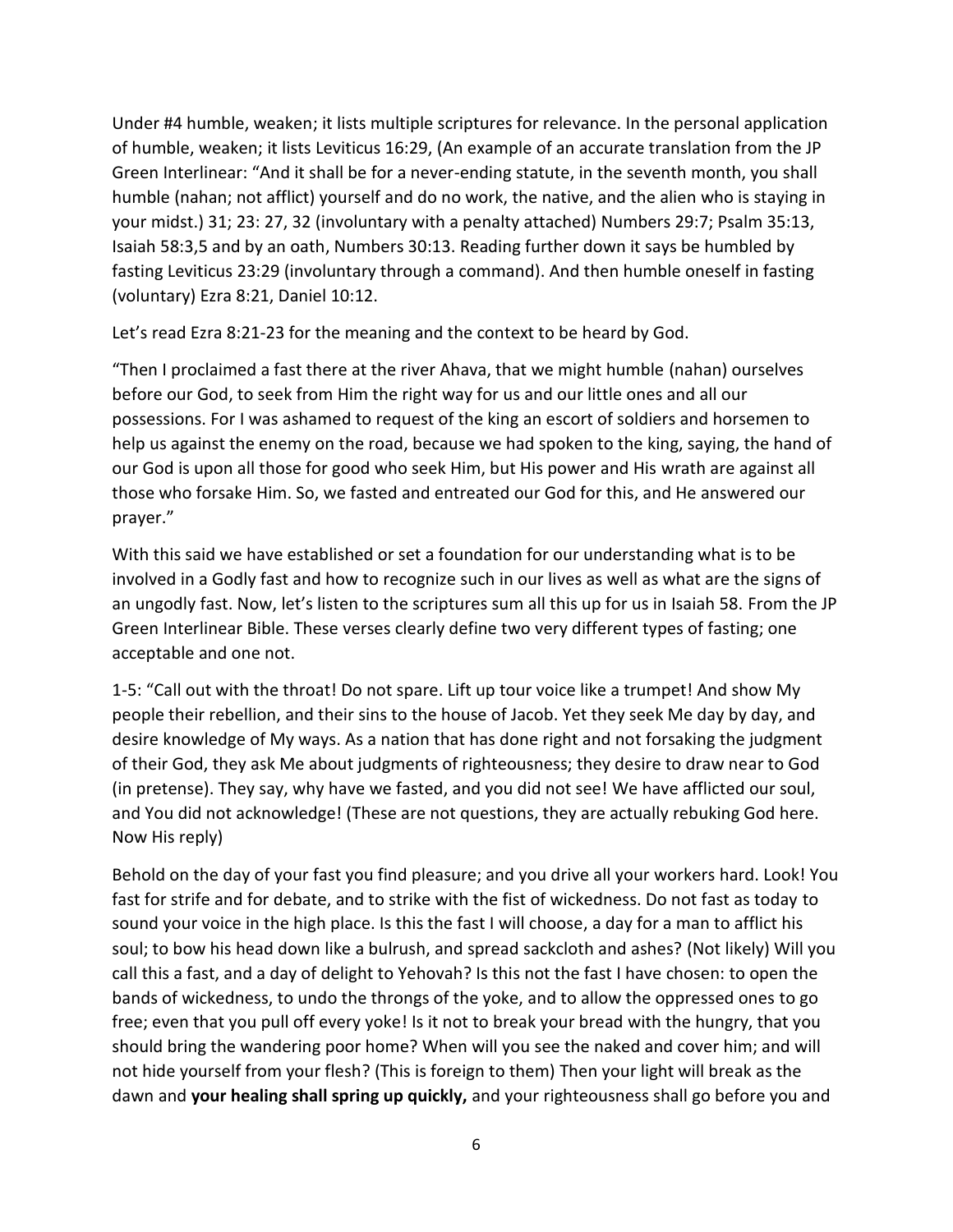Under #4 humble, weaken; it lists multiple scriptures for relevance. In the personal application of humble, weaken; it lists Leviticus 16:29, (An example of an accurate translation from the JP Green Interlinear: "And it shall be for a never-ending statute, in the seventh month, you shall humble (nahan; not afflict) yourself and do no work, the native, and the alien who is staying in your midst.) 31; 23: 27, 32 (involuntary with a penalty attached) Numbers 29:7; Psalm 35:13, Isaiah 58:3,5 and by an oath, Numbers 30:13. Reading further down it says be humbled by fasting Leviticus 23:29 (involuntary through a command). And then humble oneself in fasting (voluntary) Ezra 8:21, Daniel 10:12.

Let's read Ezra 8:21-23 for the meaning and the context to be heard by God.

"Then I proclaimed a fast there at the river Ahava, that we might humble (nahan) ourselves before our God, to seek from Him the right way for us and our little ones and all our possessions. For I was ashamed to request of the king an escort of soldiers and horsemen to help us against the enemy on the road, because we had spoken to the king, saying, the hand of our God is upon all those for good who seek Him, but His power and His wrath are against all those who forsake Him. So, we fasted and entreated our God for this, and He answered our prayer."

With this said we have established or set a foundation for our understanding what is to be involved in a Godly fast and how to recognize such in our lives as well as what are the signs of an ungodly fast. Now, let's listen to the scriptures sum all this up for us in Isaiah 58. From the JP Green Interlinear Bible. These verses clearly define two very different types of fasting; one acceptable and one not.

1-5: "Call out with the throat! Do not spare. Lift up tour voice like a trumpet! And show My people their rebellion, and their sins to the house of Jacob. Yet they seek Me day by day, and desire knowledge of My ways. As a nation that has done right and not forsaking the judgment of their God, they ask Me about judgments of righteousness; they desire to draw near to God (in pretense). They say, why have we fasted, and you did not see! We have afflicted our soul, and You did not acknowledge! (These are not questions, they are actually rebuking God here. Now His reply)

Behold on the day of your fast you find pleasure; and you drive all your workers hard. Look! You fast for strife and for debate, and to strike with the fist of wickedness. Do not fast as today to sound your voice in the high place. Is this the fast I will choose, a day for a man to afflict his soul; to bow his head down like a bulrush, and spread sackcloth and ashes? (Not likely) Will you call this a fast, and a day of delight to Yehovah? Is this not the fast I have chosen: to open the bands of wickedness, to undo the throngs of the yoke, and to allow the oppressed ones to go free; even that you pull off every yoke! Is it not to break your bread with the hungry, that you should bring the wandering poor home? When will you see the naked and cover him; and will not hide yourself from your flesh? (This is foreign to them) Then your light will break as the dawn and **your healing shall spring up quickly,** and your righteousness shall go before you and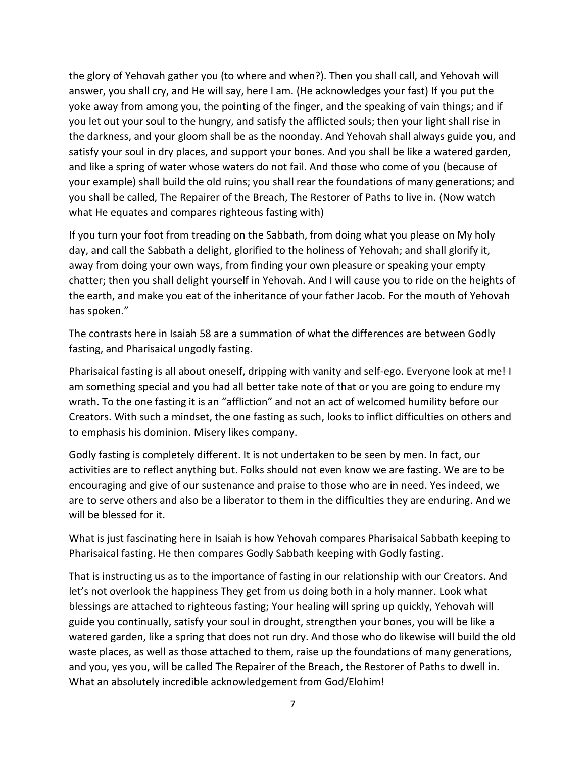the glory of Yehovah gather you (to where and when?). Then you shall call, and Yehovah will answer, you shall cry, and He will say, here I am. (He acknowledges your fast) If you put the yoke away from among you, the pointing of the finger, and the speaking of vain things; and if you let out your soul to the hungry, and satisfy the afflicted souls; then your light shall rise in the darkness, and your gloom shall be as the noonday. And Yehovah shall always guide you, and satisfy your soul in dry places, and support your bones. And you shall be like a watered garden, and like a spring of water whose waters do not fail. And those who come of you (because of your example) shall build the old ruins; you shall rear the foundations of many generations; and you shall be called, The Repairer of the Breach, The Restorer of Paths to live in. (Now watch what He equates and compares righteous fasting with)

If you turn your foot from treading on the Sabbath, from doing what you please on My holy day, and call the Sabbath a delight, glorified to the holiness of Yehovah; and shall glorify it, away from doing your own ways, from finding your own pleasure or speaking your empty chatter; then you shall delight yourself in Yehovah. And I will cause you to ride on the heights of the earth, and make you eat of the inheritance of your father Jacob. For the mouth of Yehovah has spoken."

The contrasts here in Isaiah 58 are a summation of what the differences are between Godly fasting, and Pharisaical ungodly fasting.

Pharisaical fasting is all about oneself, dripping with vanity and self-ego. Everyone look at me! I am something special and you had all better take note of that or you are going to endure my wrath. To the one fasting it is an "affliction" and not an act of welcomed humility before our Creators. With such a mindset, the one fasting as such, looks to inflict difficulties on others and to emphasis his dominion. Misery likes company.

Godly fasting is completely different. It is not undertaken to be seen by men. In fact, our activities are to reflect anything but. Folks should not even know we are fasting. We are to be encouraging and give of our sustenance and praise to those who are in need. Yes indeed, we are to serve others and also be a liberator to them in the difficulties they are enduring. And we will be blessed for it.

What is just fascinating here in Isaiah is how Yehovah compares Pharisaical Sabbath keeping to Pharisaical fasting. He then compares Godly Sabbath keeping with Godly fasting.

That is instructing us as to the importance of fasting in our relationship with our Creators. And let's not overlook the happiness They get from us doing both in a holy manner. Look what blessings are attached to righteous fasting; Your healing will spring up quickly, Yehovah will guide you continually, satisfy your soul in drought, strengthen your bones, you will be like a watered garden, like a spring that does not run dry. And those who do likewise will build the old waste places, as well as those attached to them, raise up the foundations of many generations, and you, yes you, will be called The Repairer of the Breach, the Restorer of Paths to dwell in. What an absolutely incredible acknowledgement from God/Elohim!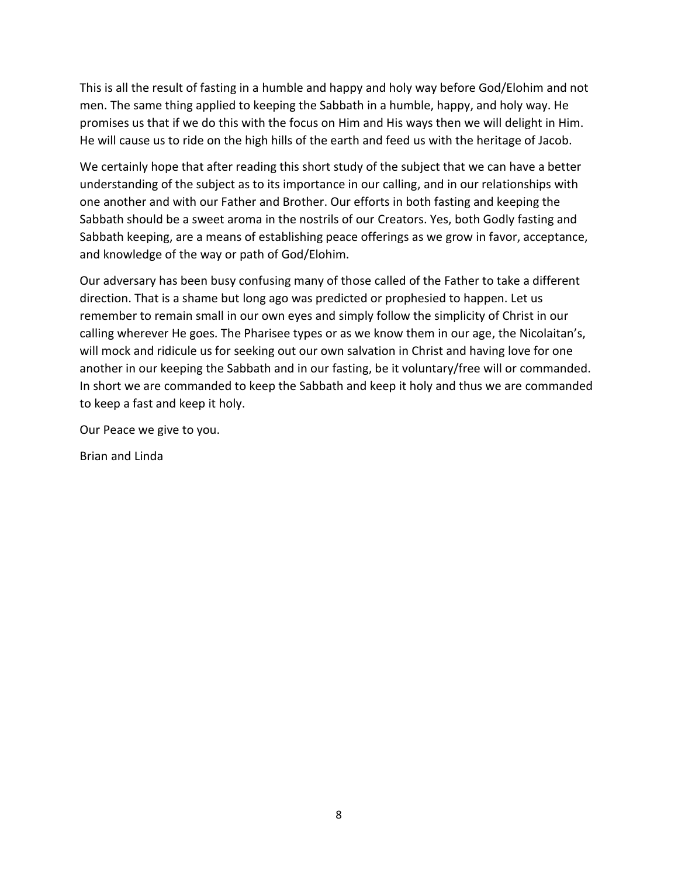This is all the result of fasting in a humble and happy and holy way before God/Elohim and not men. The same thing applied to keeping the Sabbath in a humble, happy, and holy way. He promises us that if we do this with the focus on Him and His ways then we will delight in Him. He will cause us to ride on the high hills of the earth and feed us with the heritage of Jacob.

We certainly hope that after reading this short study of the subject that we can have a better understanding of the subject as to its importance in our calling, and in our relationships with one another and with our Father and Brother. Our efforts in both fasting and keeping the Sabbath should be a sweet aroma in the nostrils of our Creators. Yes, both Godly fasting and Sabbath keeping, are a means of establishing peace offerings as we grow in favor, acceptance, and knowledge of the way or path of God/Elohim.

Our adversary has been busy confusing many of those called of the Father to take a different direction. That is a shame but long ago was predicted or prophesied to happen. Let us remember to remain small in our own eyes and simply follow the simplicity of Christ in our calling wherever He goes. The Pharisee types or as we know them in our age, the Nicolaitan's, will mock and ridicule us for seeking out our own salvation in Christ and having love for one another in our keeping the Sabbath and in our fasting, be it voluntary/free will or commanded. In short we are commanded to keep the Sabbath and keep it holy and thus we are commanded to keep a fast and keep it holy.

Our Peace we give to you.

Brian and Linda